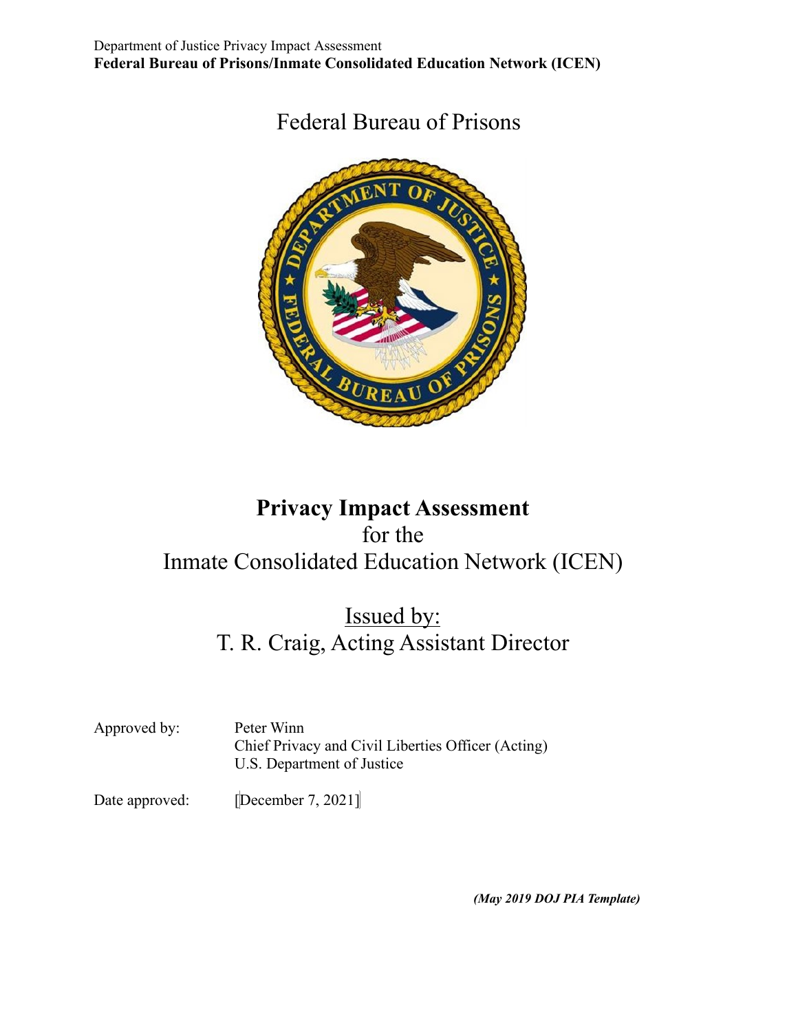# Federal Bureau of Prisons

# Privacy Impact Assessment

for the

Inmate Consolidated Education Network (ICEN)

Issued by:

T. R. Craig, Acting Assistant Director

Approved by: Peter Winn
Chief Privacy and Civil Liberties Officer (Acting)
U.S. Department of Justice

Date approved: [December 7, 2021]

***(May 2019 DOJ PIA Template)***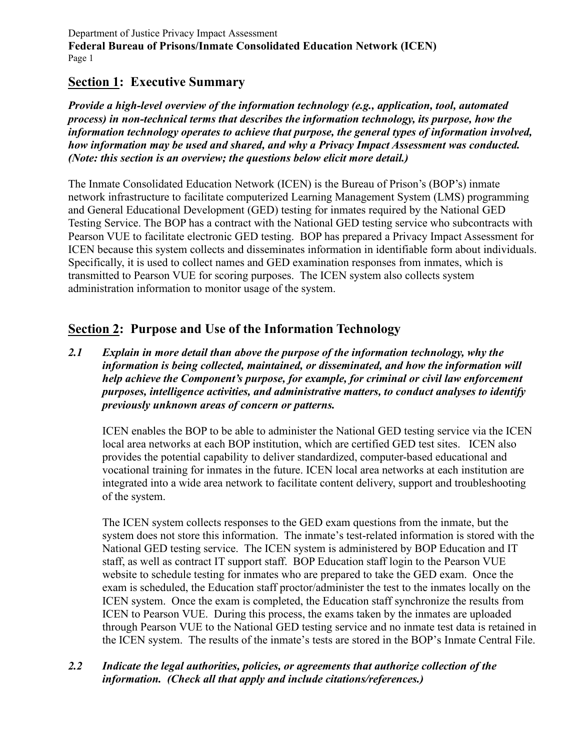## **Section 1**: Executive Summary

***Provide a high-level overview of the information technology (e.g., application, tool, automated process) in non-technical terms that describes the information technology, its purpose, how the information technology operates to achieve that purpose, the general types of information involved, how information may be used and shared, and why a Privacy Impact Assessment was conducted. (Note: this section is an overview; the questions below elicit more detail.)***

The Inmate Consolidated Education Network (ICEN) is the Bureau of Prison's (BOP's) inmate network infrastructure to facilitate computerized Learning Management System (LMS) programming and General Educational Development (GED) testing for inmates required by the National GED Testing Service. The BOP has a contract with the National GED testing service who subcontracts with Pearson VUE to facilitate electronic GED testing. BOP has prepared a Privacy Impact Assessment for ICEN because this system collects and disseminates information in identifiable form about individuals. Specifically, it is used to collect names and GED examination responses from inmates, which is transmitted to Pearson VUE for scoring purposes. The ICEN system also collects system administration information to monitor usage of the system.

## **Section 2**: Purpose and Use of the Information Technology

***2.1 Explain in more detail than above the purpose of the information technology, why the information is being collected, maintained, or disseminated, and how the information will help achieve the Component's purpose, for example, for criminal or civil law enforcement purposes, intelligence activities, and administrative matters, to conduct analyses to identify previously unknown areas of concern or patterns.***

ICEN enables the BOP to be able to administer the National GED testing service via the ICEN local area networks at each BOP institution, which are certified GED test sites. ICEN also provides the potential capability to deliver standardized, computer-based educational and vocational training for inmates in the future. ICEN local area networks at each institution are integrated into a wide area network to facilitate content delivery, support and troubleshooting of the system.

The ICEN system collects responses to the GED exam questions from the inmate, but the system does not store this information. The inmate's test-related information is stored with the National GED testing service. The ICEN system is administered by BOP Education and IT staff, as well as contract IT support staff. BOP Education staff login to the Pearson VUE website to schedule testing for inmates who are prepared to take the GED exam. Once the exam is scheduled, the Education staff proctor/administer the test to the inmates locally on the ICEN system. Once the exam is completed, the Education staff synchronize the results from ICEN to Pearson VUE. During this process, the exams taken by the inmates are uploaded through Pearson VUE to the National GED testing service and no inmate test data is retained in the ICEN system. The results of the inmate's tests are stored in the BOP's Inmate Central File.

***2.2 Indicate the legal authorities, policies, or agreements that authorize collection of the information. (Check all that apply and include citations/references.)***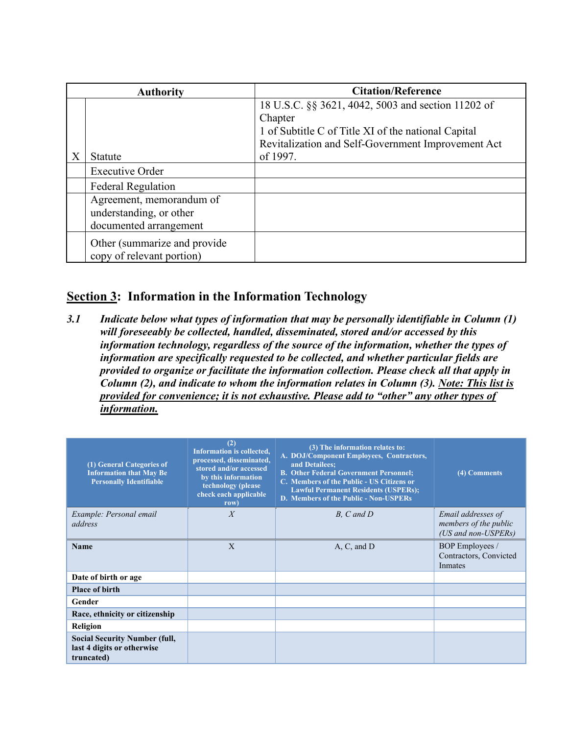| Authority | | Citation/Reference |
|---|---|---|
| X | Statute | 18 U.S.C. §§ 3621, 4042, 5003 and section 11202 of Chapter 1 of Subtitle C of Title XI of the national Capital Revitalization and Self-Government Improvement Act of 1997. |
| | Executive Order | |
| | Federal Regulation | |
| | Agreement, memorandum of understanding, or other documented arrangement | |
| | Other (summarize and provide copy of relevant portion) | |

## Section 3: Information in the Information Technology

***3.1 Indicate below what types of information that may be personally identifiable in Column (1) will foreseeably be collected, handled, disseminated, stored and/or accessed by this information technology, regardless of the source of the information, whether the types of information are specifically requested to be collected, and whether particular fields are provided to organize or facilitate the information collection. Please check all that apply in Column (2), and indicate to whom the information relates in Column (3). Note: This list is provided for convenience; it is not exhaustive. Please add to "other" any other types of information.***

| (1) General Categories of Information that May Be Personally Identifiable | (2) Information is collected, processed, disseminated, stored and/or accessed by this information technology (please check each applicable row) | (3) The information relates to: A. DOJ/Component Employees, Contractors, and Detailees; B. Other Federal Government Personnel; C. Members of the Public - US Citizens or Lawful Permanent Residents (USPERs); D. Members of the Public - Non-USPERs | (4) Comments |
|---|---|---|---|
| *Example: Personal email address* | *X* | *B, C and D* | *Email addresses of members of the public (US and non-USPERs)* |
| **Name** | X | A, C, and D | BOP Employees / Contractors, Convicted Inmates |
| **Date of birth or age** | | | |
| **Place of birth** | | | |
| **Gender** | | | |
| **Race, ethnicity or citizenship** | | | |
| **Religion** | | | |
| **Social Security Number (full, last 4 digits or otherwise truncated)** | | | |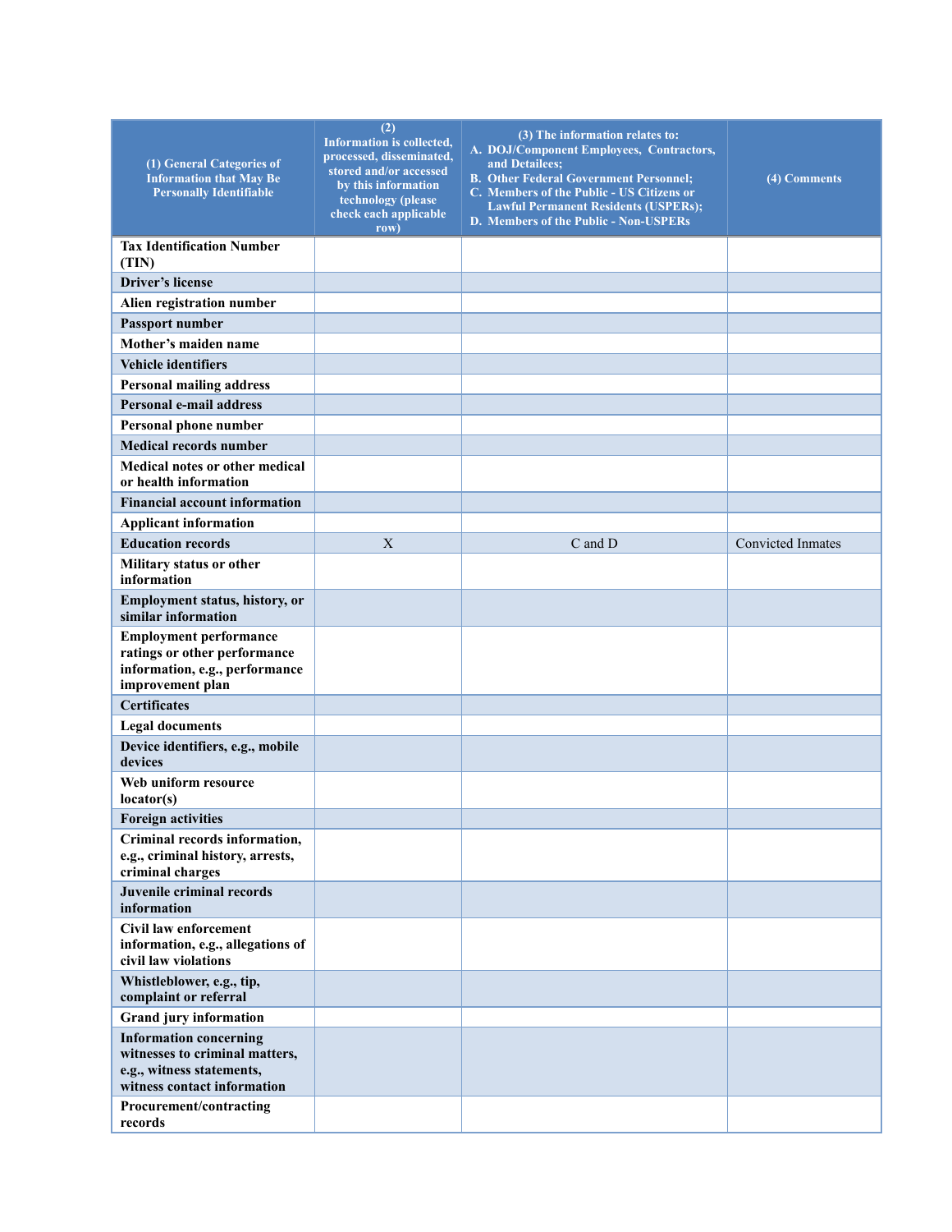| (1) General Categories of Information that May Be Personally Identifiable | (2) Information is collected, processed, disseminated, stored and/or accessed by this information technology (please check each applicable row) | (3) The information relates to: A. DOJ/Component Employees, Contractors, and Detailees; B. Other Federal Government Personnel; C. Members of the Public - US Citizens or Lawful Permanent Residents (USPERs); D. Members of the Public - Non-USPERs | (4) Comments |
|---|---|---|---|
| Tax Identification Number (TIN) | | | |
| Driver's license | | | |
| Alien registration number | | | |
| Passport number | | | |
| Mother's maiden name | | | |
| Vehicle identifiers | | | |
| Personal mailing address | | | |
| Personal e-mail address | | | |
| Personal phone number | | | |
| Medical records number | | | |
| Medical notes or other medical or health information | | | |
| Financial account information | | | |
| Applicant information | | | |
| Education records | X | C and D | Convicted Inmates |
| Military status or other information | | | |
| Employment status, history, or similar information | | | |
| Employment performance ratings or other performance information, e.g., performance improvement plan | | | |
| Certificates | | | |
| Legal documents | | | |
| Device identifiers, e.g., mobile devices | | | |
| Web uniform resource locator(s) | | | |
| Foreign activities | | | |
| Criminal records information, e.g., criminal history, arrests, criminal charges | | | |
| Juvenile criminal records information | | | |
| Civil law enforcement information, e.g., allegations of civil law violations | | | |
| Whistleblower, e.g., tip, complaint or referral | | | |
| Grand jury information | | | |
| Information concerning witnesses to criminal matters, e.g., witness statements, witness contact information | | | |
| Procurement/contracting records | | | |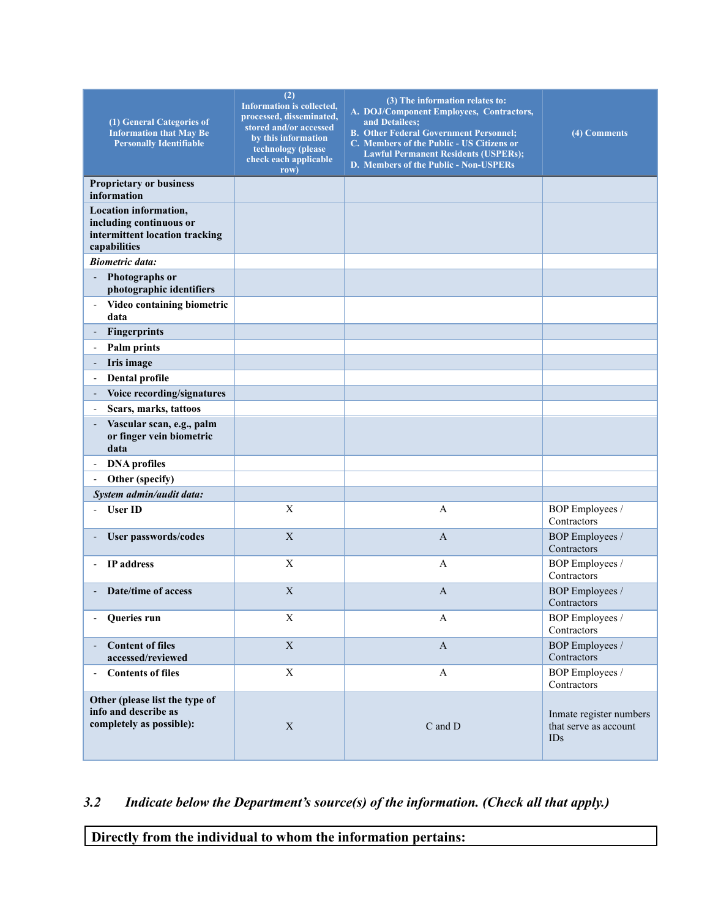| (1) General Categories of Information that May Be Personally Identifiable | (2) Information is collected, processed, disseminated, stored and/or accessed by this information technology (please check each applicable row) | (3) The information relates to: A. DOJ/Component Employees, Contractors, and Detailees; B. Other Federal Government Personnel; C. Members of the Public - US Citizens or Lawful Permanent Residents (USPERs); D. Members of the Public - Non-USPERs | (4) Comments |
|---|---|---|---|
| **Proprietary or business information** | | | |
| **Location information, including continuous or intermittent location tracking capabilities** | | | |
| ***Biometric data:*** | | | |
| - **Photographs or photographic identifiers** | | | |
| - **Video containing biometric data** | | | |
| - **Fingerprints** | | | |
| - **Palm prints** | | | |
| - **Iris image** | | | |
| - **Dental profile** | | | |
| - **Voice recording/signatures** | | | |
| - **Scars, marks, tattoos** | | | |
| - **Vascular scan, e.g., palm or finger vein biometric data** | | | |
| - **DNA profiles** | | | |
| - **Other (specify)** | | | |
| ***System admin/audit data:*** | | | |
| - **User ID** | X | A | BOP Employees / Contractors |
| - **User passwords/codes** | X | A | BOP Employees / Contractors |
| - **IP address** | X | A | BOP Employees / Contractors |
| - **Date/time of access** | X | A | BOP Employees / Contractors |
| - **Queries run** | X | A | BOP Employees / Contractors |
| - **Content of files accessed/reviewed** | X | A | BOP Employees / Contractors |
| - **Contents of files** | X | A | BOP Employees / Contractors |
| **Other (please list the type of info and describe as completely as possible):** | X | C and D | Inmate register numbers that serve as account IDs |

### *3.2 Indicate below the Department's source(s) of the information. (Check all that apply.)*

| **Directly from the individual to whom the information pertains:** |
|---|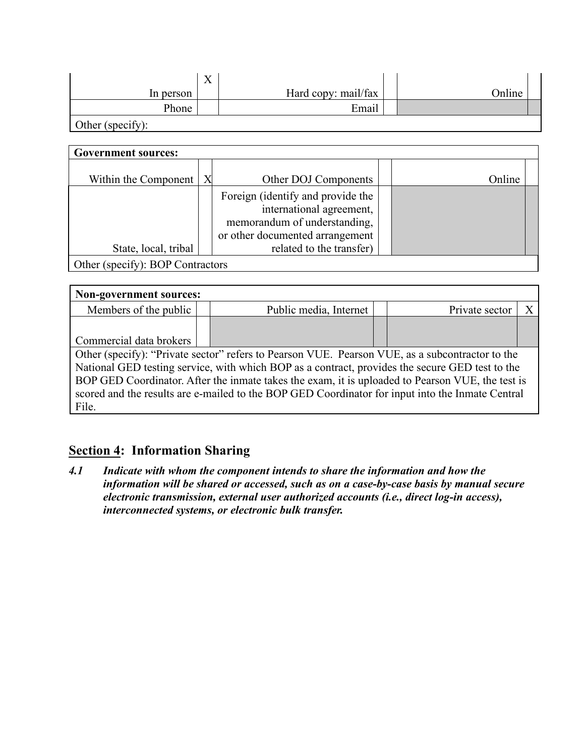| | | | | | |
|---|---|---|---|---|---|
| In person | X | Hard copy: mail/fax | | Online | |
| Phone | | Email | | | |
| Other (specify): | | | | | |

| **Government sources:** | | | | | |
|---|---|---|---|---|---|
| Within the Component | X | Other DOJ Components | | Online | |
| State, local, tribal | | Foreign (identify and provide the international agreement, memorandum of understanding, or other documented arrangement related to the transfer) | | | |
| Other (specify): BOP Contractors | | | | | |

| **Non-government sources:** | | | | | |
|---|---|---|---|---|---|
| Members of the public | | Public media, Internet | | Private sector | X |
| Commercial data brokers | | | | | |
| Other (specify): "Private sector" refers to Pearson VUE. Pearson VUE, as a subcontractor to the National GED testing service, with which BOP as a contract, provides the secure GED test to the BOP GED Coordinator. After the inmate takes the exam, it is uploaded to Pearson VUE, the test is scored and the results are e-mailed to the BOP GED Coordinator for input into the Inmate Central File. | | | | | |

## Section 4: Information Sharing

***4.1 Indicate with whom the component intends to share the information and how the information will be shared or accessed, such as on a case-by-case basis by manual secure electronic transmission, external user authorized accounts (i.e., direct log-in access), interconnected systems, or electronic bulk transfer.***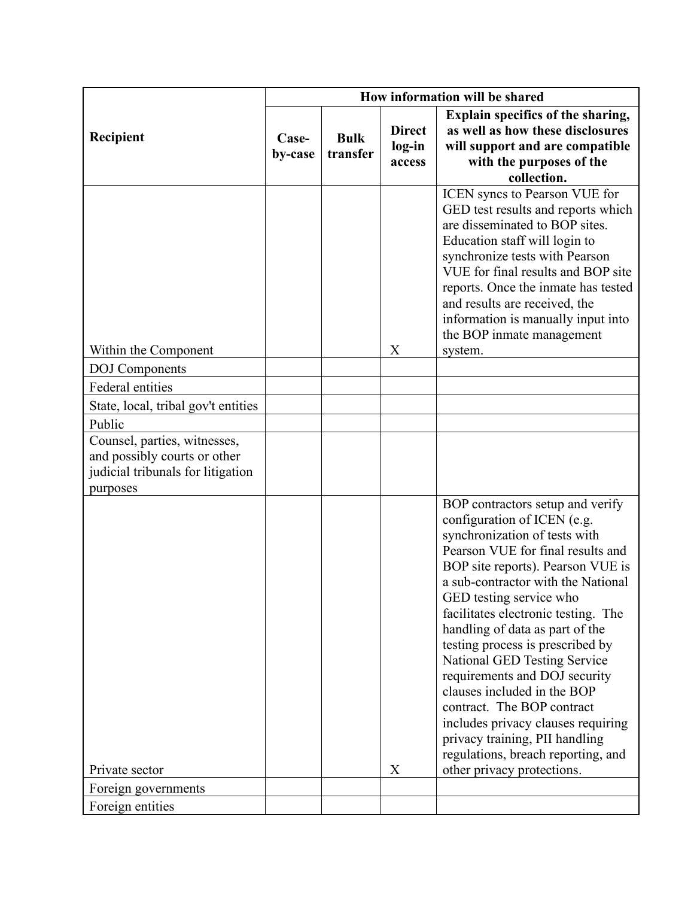| Recipient | How information will be shared | | | |
|---|---|---|---|---|
| | Case-by-case | Bulk transfer | Direct log-in access | Explain specifics of the sharing, as well as how these disclosures will support and are compatible with the purposes of the collection. |
| Within the Component | | | X | ICEN syncs to Pearson VUE for GED test results and reports which are disseminated to BOP sites. Education staff will login to synchronize tests with Pearson VUE for final results and BOP site reports. Once the inmate has tested and results are received, the information is manually input into the BOP inmate management system. |
| DOJ Components | | | | |
| Federal entities | | | | |
| State, local, tribal gov't entities | | | | |
| Public | | | | |
| Counsel, parties, witnesses, and possibly courts or other judicial tribunals for litigation purposes | | | | |
| Private sector | | | X | BOP contractors setup and verify configuration of ICEN (e.g. synchronization of tests with Pearson VUE for final results and BOP site reports). Pearson VUE is a sub-contractor with the National GED testing service who facilitates electronic testing. The handling of data as part of the testing process is prescribed by National GED Testing Service requirements and DOJ security clauses included in the BOP contract. The BOP contract includes privacy clauses requiring privacy training, PII handling regulations, breach reporting, and other privacy protections. |
| Foreign governments | | | | |
| Foreign entities | | | | |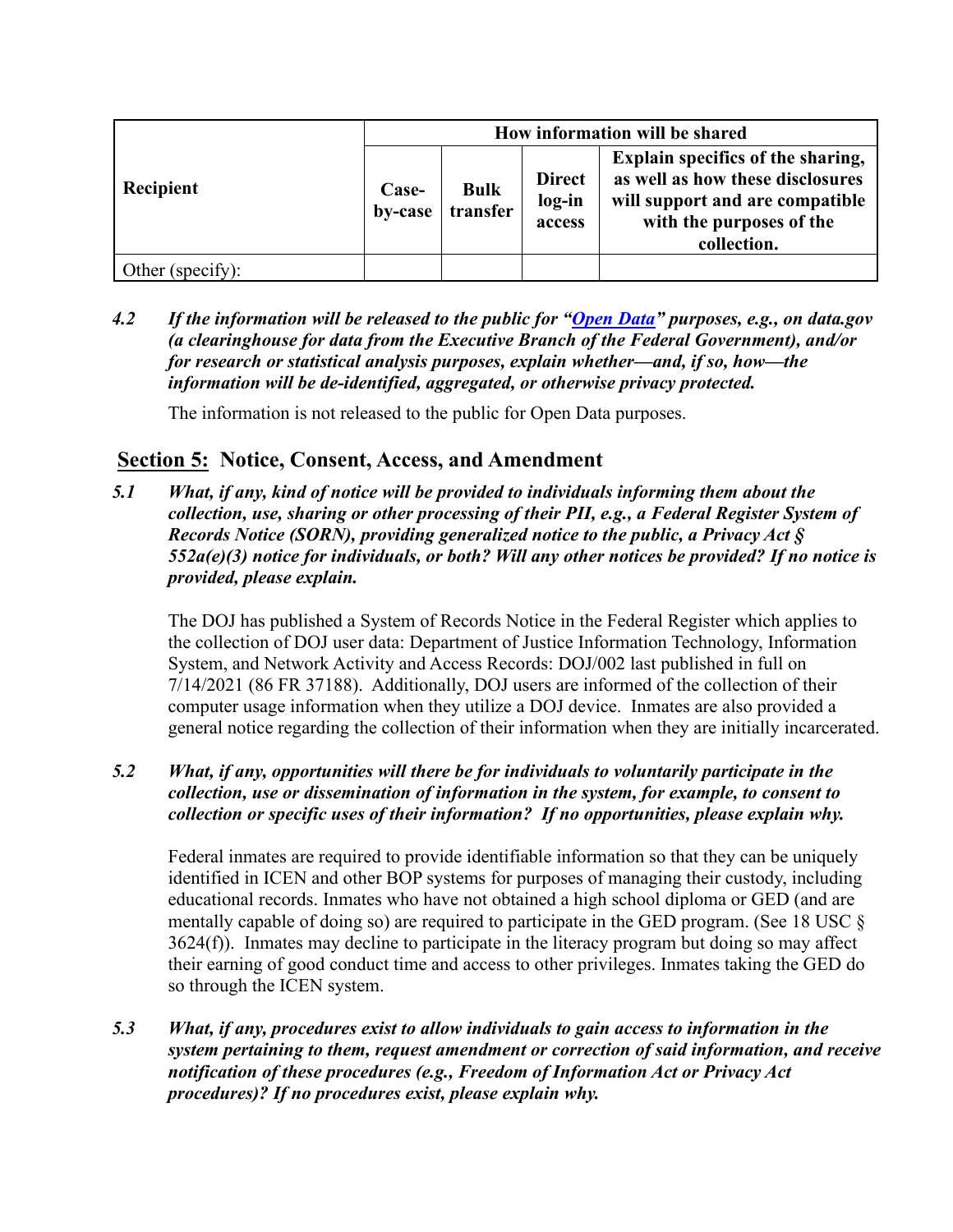| Recipient | How information will be shared | | | |
|---|---|---|---|---|
| | **Case-by-case** | **Bulk transfer** | **Direct log-in access** | **Explain specifics of the sharing, as well as how these disclosures will support and are compatible with the purposes of the collection.** |
| Other (specify): | | | | |

***4.2 If the information will be released to the public for "[Open Data](#)" purposes, e.g., on data.gov (a clearinghouse for data from the Executive Branch of the Federal Government), and/or for research or statistical analysis purposes, explain whether—and, if so, how—the information will be de-identified, aggregated, or otherwise privacy protected.***

The information is not released to the public for Open Data purposes.

## Section 5: Notice, Consent, Access, and Amendment

***5.1 What, if any, kind of notice will be provided to individuals informing them about the collection, use, sharing or other processing of their PII, e.g., a Federal Register System of Records Notice (SORN), providing generalized notice to the public, a Privacy Act § 552a(e)(3) notice for individuals, or both? Will any other notices be provided? If no notice is provided, please explain.***

The DOJ has published a System of Records Notice in the Federal Register which applies to the collection of DOJ user data: Department of Justice Information Technology, Information System, and Network Activity and Access Records: DOJ/002 last published in full on 7/14/2021 (86 FR 37188). Additionally, DOJ users are informed of the collection of their computer usage information when they utilize a DOJ device. Inmates are also provided a general notice regarding the collection of their information when they are initially incarcerated.

***5.2 What, if any, opportunities will there be for individuals to voluntarily participate in the collection, use or dissemination of information in the system, for example, to consent to collection or specific uses of their information? If no opportunities, please explain why.***

Federal inmates are required to provide identifiable information so that they can be uniquely identified in ICEN and other BOP systems for purposes of managing their custody, including educational records. Inmates who have not obtained a high school diploma or GED (and are mentally capable of doing so) are required to participate in the GED program. (See 18 USC § 3624(f)). Inmates may decline to participate in the literacy program but doing so may affect their earning of good conduct time and access to other privileges. Inmates taking the GED do so through the ICEN system.

***5.3 What, if any, procedures exist to allow individuals to gain access to information in the system pertaining to them, request amendment or correction of said information, and receive notification of these procedures (e.g., Freedom of Information Act or Privacy Act procedures)? If no procedures exist, please explain why.***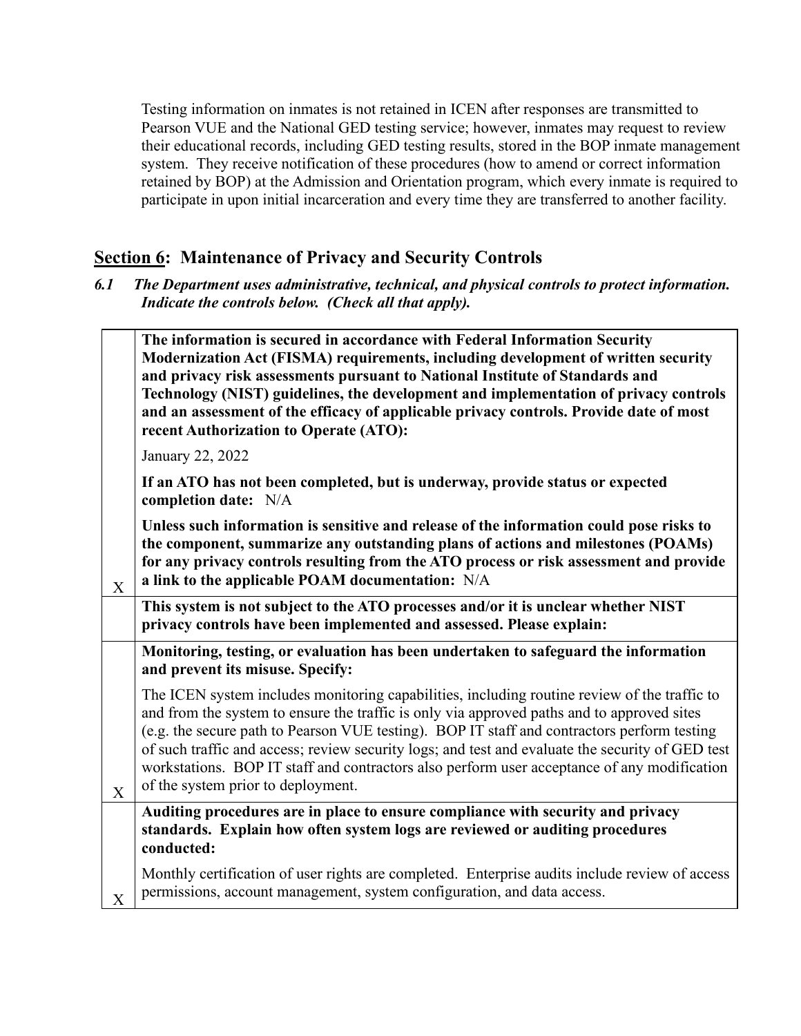Testing information on inmates is not retained in ICEN after responses are transmitted to Pearson VUE and the National GED testing service; however, inmates may request to review their educational records, including GED testing results, stored in the BOP inmate management system. They receive notification of these procedures (how to amend or correct information retained by BOP) at the Admission and Orientation program, which every inmate is required to participate in upon initial incarceration and every time they are transferred to another facility.

## Section 6: Maintenance of Privacy and Security Controls

***6.1 The Department uses administrative, technical, and physical controls to protect information. Indicate the controls below. (Check all that apply).***

| | |
|---|---|
| X | **The information is secured in accordance with Federal Information Security Modernization Act (FISMA) requirements, including development of written security and privacy risk assessments pursuant to National Institute of Standards and Technology (NIST) guidelines, the development and implementation of privacy controls and an assessment of the efficacy of applicable privacy controls. Provide date of most recent Authorization to Operate (ATO):**<br><br>January 22, 2022<br><br>**If an ATO has not been completed, but is underway, provide status or expected completion date:** N/A<br><br>**Unless such information is sensitive and release of the information could pose risks to the component, summarize any outstanding plans of actions and milestones (POAMs) for any privacy controls resulting from the ATO process or risk assessment and provide a link to the applicable POAM documentation:** N/A |
| | **This system is not subject to the ATO processes and/or it is unclear whether NIST privacy controls have been implemented and assessed. Please explain:** |
| X | **Monitoring, testing, or evaluation has been undertaken to safeguard the information and prevent its misuse. Specify:**<br><br>The ICEN system includes monitoring capabilities, including routine review of the traffic to and from the system to ensure the traffic is only via approved paths and to approved sites (e.g. the secure path to Pearson VUE testing). BOP IT staff and contractors perform testing of such traffic and access; review security logs; and test and evaluate the security of GED test workstations. BOP IT staff and contractors also perform user acceptance of any modification of the system prior to deployment. |
| X | **Auditing procedures are in place to ensure compliance with security and privacy standards. Explain how often system logs are reviewed or auditing procedures conducted:**<br><br>Monthly certification of user rights are completed. Enterprise audits include review of access permissions, account management, system configuration, and data access. |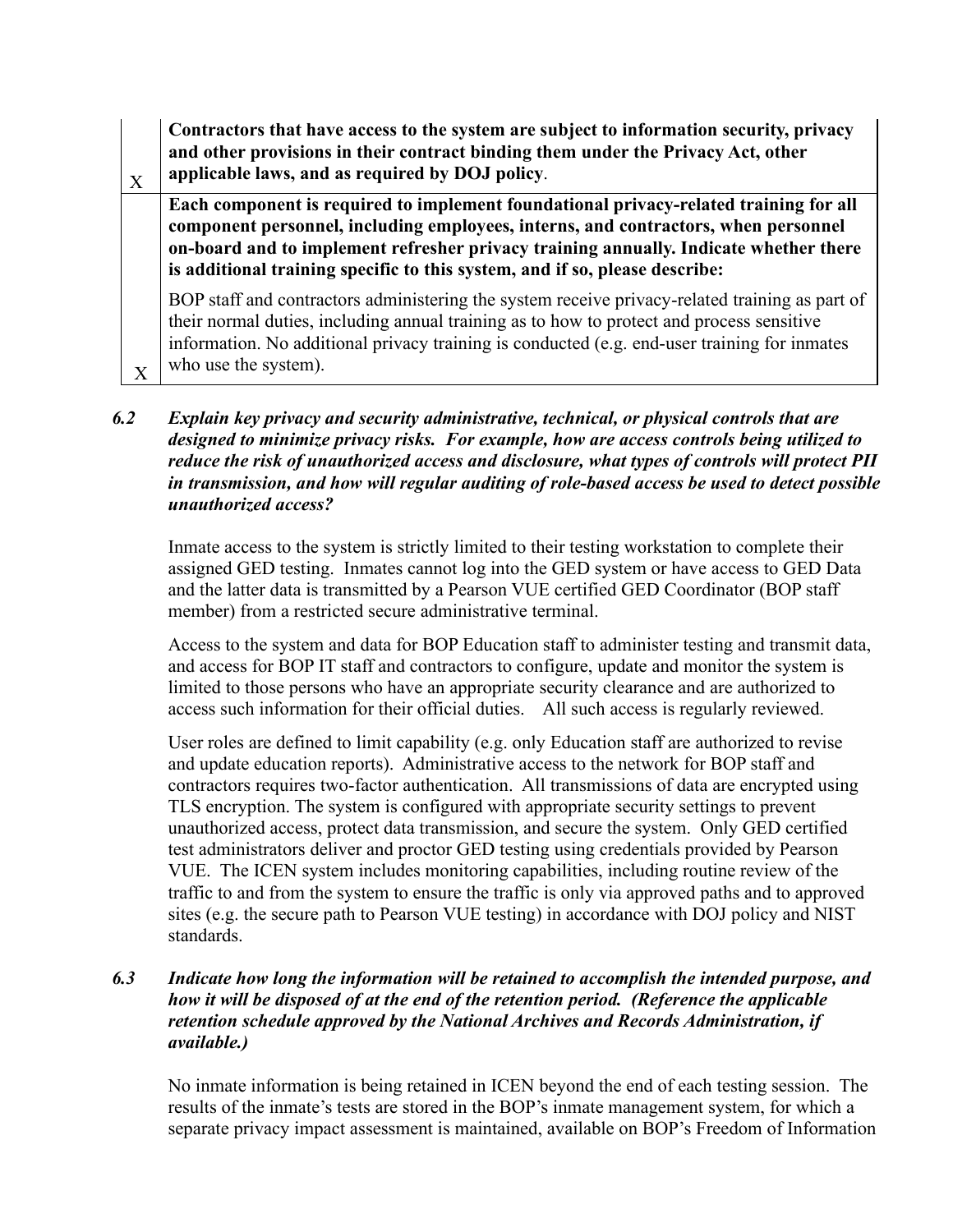| | |
|---|---|
| X | **Contractors that have access to the system are subject to information security, privacy and other provisions in their contract binding them under the Privacy Act, other applicable laws, and as required by DOJ policy**. |
| X | **Each component is required to implement foundational privacy-related training for all component personnel, including employees, interns, and contractors, when personnel on-board and to implement refresher privacy training annually. Indicate whether there is additional training specific to this system, and if so, please describe:** BOP staff and contractors administering the system receive privacy-related training as part of their normal duties, including annual training as to how to protect and process sensitive information. No additional privacy training is conducted (e.g. end-user training for inmates who use the system). |

***6.2 Explain key privacy and security administrative, technical, or physical controls that are designed to minimize privacy risks. For example, how are access controls being utilized to reduce the risk of unauthorized access and disclosure, what types of controls will protect PII in transmission, and how will regular auditing of role-based access be used to detect possible unauthorized access?***

Inmate access to the system is strictly limited to their testing workstation to complete their assigned GED testing. Inmates cannot log into the GED system or have access to GED Data and the latter data is transmitted by a Pearson VUE certified GED Coordinator (BOP staff member) from a restricted secure administrative terminal.

Access to the system and data for BOP Education staff to administer testing and transmit data, and access for BOP IT staff and contractors to configure, update and monitor the system is limited to those persons who have an appropriate security clearance and are authorized to access such information for their official duties. All such access is regularly reviewed.

User roles are defined to limit capability (e.g. only Education staff are authorized to revise and update education reports). Administrative access to the network for BOP staff and contractors requires two-factor authentication. All transmissions of data are encrypted using TLS encryption. The system is configured with appropriate security settings to prevent unauthorized access, protect data transmission, and secure the system. Only GED certified test administrators deliver and proctor GED testing using credentials provided by Pearson VUE. The ICEN system includes monitoring capabilities, including routine review of the traffic to and from the system to ensure the traffic is only via approved paths and to approved sites (e.g. the secure path to Pearson VUE testing) in accordance with DOJ policy and NIST standards.

***6.3 Indicate how long the information will be retained to accomplish the intended purpose, and how it will be disposed of at the end of the retention period. (Reference the applicable retention schedule approved by the National Archives and Records Administration, if available.)***

No inmate information is being retained in ICEN beyond the end of each testing session. The results of the inmate's tests are stored in the BOP's inmate management system, for which a separate privacy impact assessment is maintained, available on BOP's Freedom of Information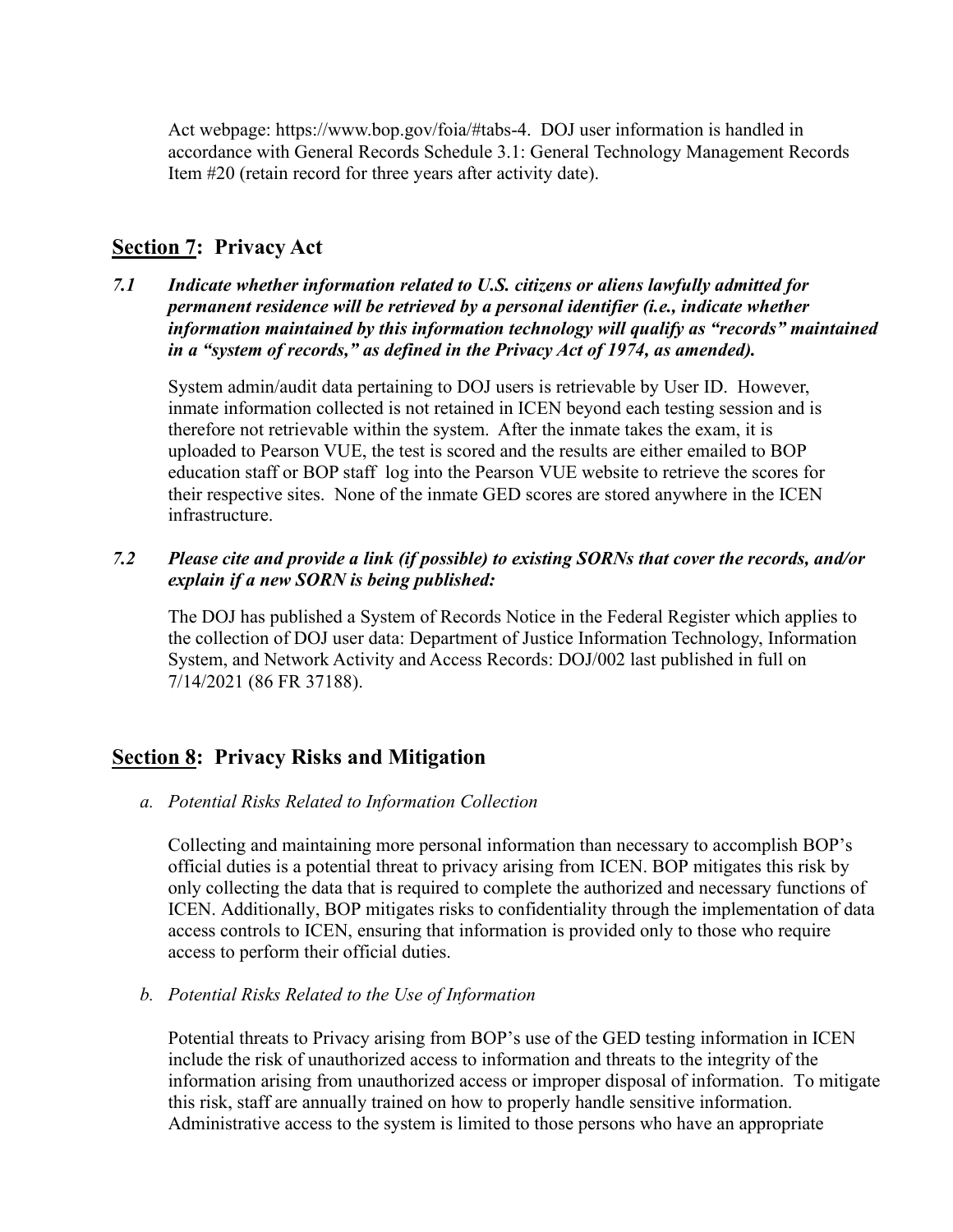Act webpage: https://www.bop.gov/foia/#tabs-4. DOJ user information is handled in accordance with General Records Schedule 3.1: General Technology Management Records Item #20 (retain record for three years after activity date).

## Section 7: Privacy Act

***7.1 Indicate whether information related to U.S. citizens or aliens lawfully admitted for permanent residence will be retrieved by a personal identifier (i.e., indicate whether information maintained by this information technology will qualify as "records" maintained in a "system of records," as defined in the Privacy Act of 1974, as amended).***

System admin/audit data pertaining to DOJ users is retrievable by User ID. However, inmate information collected is not retained in ICEN beyond each testing session and is therefore not retrievable within the system. After the inmate takes the exam, it is uploaded to Pearson VUE, the test is scored and the results are either emailed to BOP education staff or BOP staff log into the Pearson VUE website to retrieve the scores for their respective sites. None of the inmate GED scores are stored anywhere in the ICEN infrastructure.

***7.2 Please cite and provide a link (if possible) to existing SORNs that cover the records, and/or explain if a new SORN is being published:***

The DOJ has published a System of Records Notice in the Federal Register which applies to the collection of DOJ user data: Department of Justice Information Technology, Information System, and Network Activity and Access Records: DOJ/002 last published in full on 7/14/2021 (86 FR 37188).

## Section 8: Privacy Risks and Mitigation

*a. Potential Risks Related to Information Collection*

Collecting and maintaining more personal information than necessary to accomplish BOP's official duties is a potential threat to privacy arising from ICEN. BOP mitigates this risk by only collecting the data that is required to complete the authorized and necessary functions of ICEN. Additionally, BOP mitigates risks to confidentiality through the implementation of data access controls to ICEN, ensuring that information is provided only to those who require access to perform their official duties.

*b. Potential Risks Related to the Use of Information*

Potential threats to Privacy arising from BOP's use of the GED testing information in ICEN include the risk of unauthorized access to information and threats to the integrity of the information arising from unauthorized access or improper disposal of information. To mitigate this risk, staff are annually trained on how to properly handle sensitive information. Administrative access to the system is limited to those persons who have an appropriate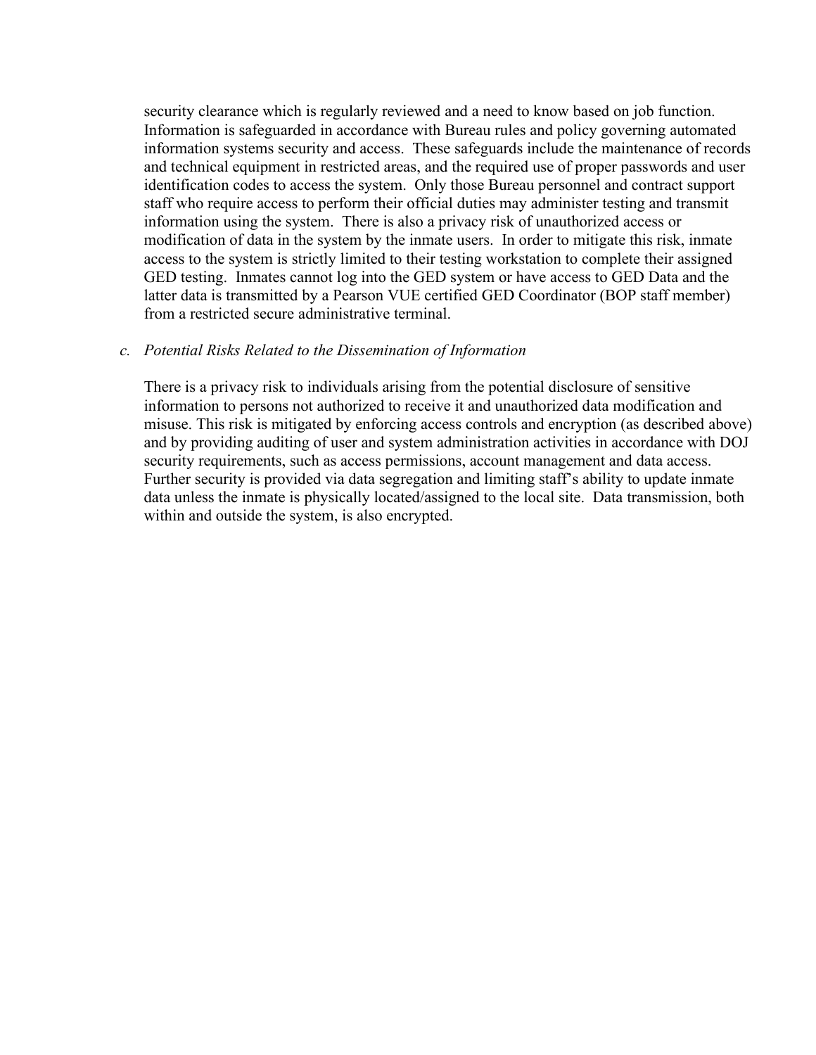security clearance which is regularly reviewed and a need to know based on job function. Information is safeguarded in accordance with Bureau rules and policy governing automated information systems security and access. These safeguards include the maintenance of records and technical equipment in restricted areas, and the required use of proper passwords and user identification codes to access the system. Only those Bureau personnel and contract support staff who require access to perform their official duties may administer testing and transmit information using the system. There is also a privacy risk of unauthorized access or modification of data in the system by the inmate users. In order to mitigate this risk, inmate access to the system is strictly limited to their testing workstation to complete their assigned GED testing. Inmates cannot log into the GED system or have access to GED Data and the latter data is transmitted by a Pearson VUE certified GED Coordinator (BOP staff member) from a restricted secure administrative terminal.

*c. Potential Risks Related to the Dissemination of Information*

There is a privacy risk to individuals arising from the potential disclosure of sensitive information to persons not authorized to receive it and unauthorized data modification and misuse. This risk is mitigated by enforcing access controls and encryption (as described above) and by providing auditing of user and system administration activities in accordance with DOJ security requirements, such as access permissions, account management and data access. Further security is provided via data segregation and limiting staff's ability to update inmate data unless the inmate is physically located/assigned to the local site. Data transmission, both within and outside the system, is also encrypted.